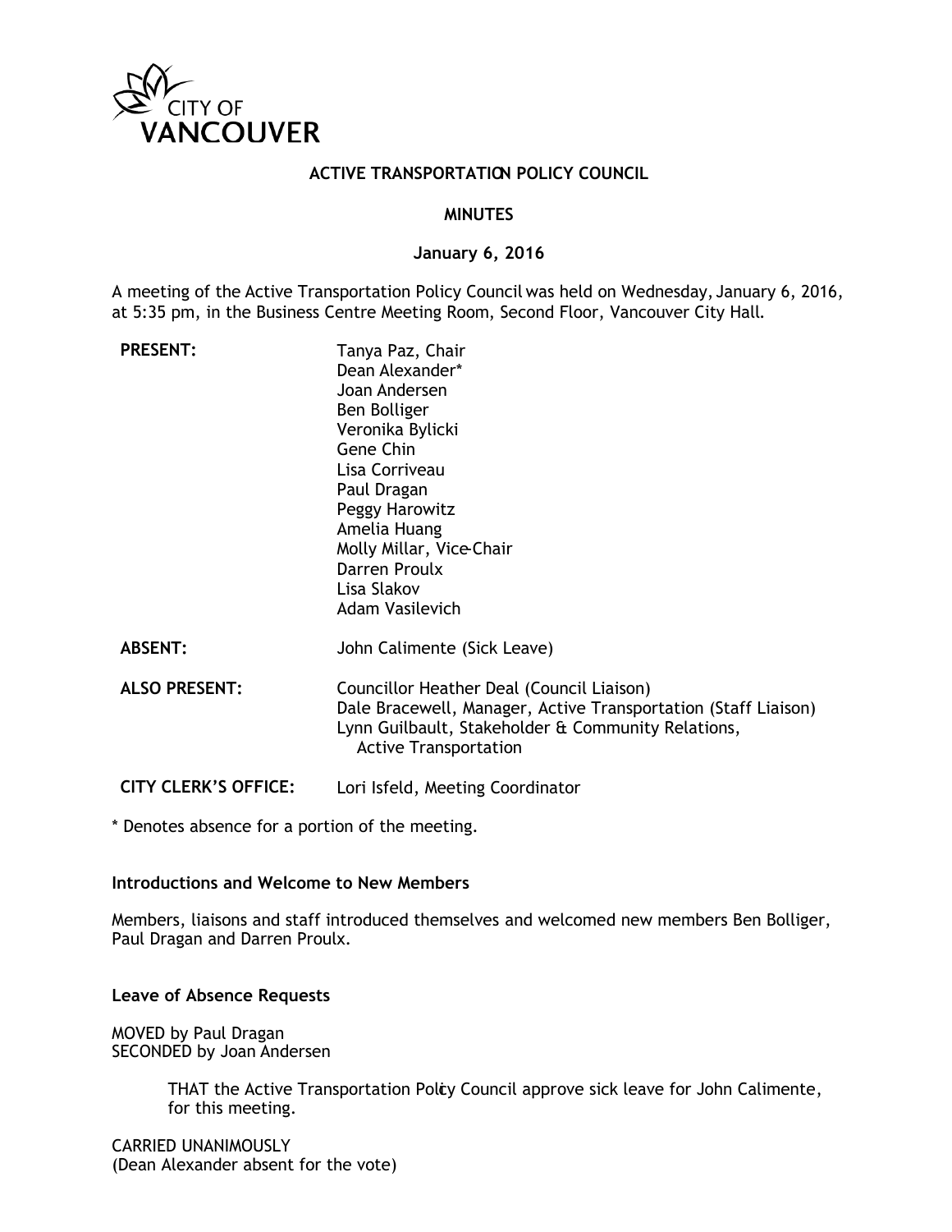CITY OF VANCOUVER

# ACTIVE TRANSPORTATION POLICY COUNCIL

## MINUTES

### January 6, 2016

A meeting of the Active Transportation Policy Council was held on Wednesday, January 6, 2016, at 5:35 pm, in the Business Centre Meeting Room, Second Floor, Vancouver City Hall.

| | |
|---|---|
| **PRESENT:** | Tanya Paz, Chair<br>Dean Alexander*<br>Joan Andersen<br>Ben Bolliger<br>Veronika Bylicki<br>Gene Chin<br>Lisa Corriveau<br>Paul Dragan<br>Peggy Harowitz<br>Amelia Huang<br>Molly Millar, Vice-Chair<br>Darren Proulx<br>Lisa Slakov<br>Adam Vasilevich |
| **ABSENT:** | John Calimente (Sick Leave) |
| **ALSO PRESENT:** | Councillor Heather Deal (Council Liaison)<br>Dale Bracewell, Manager, Active Transportation (Staff Liaison)<br>Lynn Guilbault, Stakeholder & Community Relations, Active Transportation |
| **CITY CLERK'S OFFICE:** | Lori Isfeld, Meeting Coordinator |

* Denotes absence for a portion of the meeting.

**Introductions and Welcome to New Members**

Members, liaisons and staff introduced themselves and welcomed new members Ben Bolliger, Paul Dragan and Darren Proulx.

**Leave of Absence Requests**

MOVED by Paul Dragan
SECONDED by Joan Andersen

> THAT the Active Transportation Policy Council approve sick leave for John Calimente, for this meeting.

CARRIED UNANIMOUSLY
(Dean Alexander absent for the vote)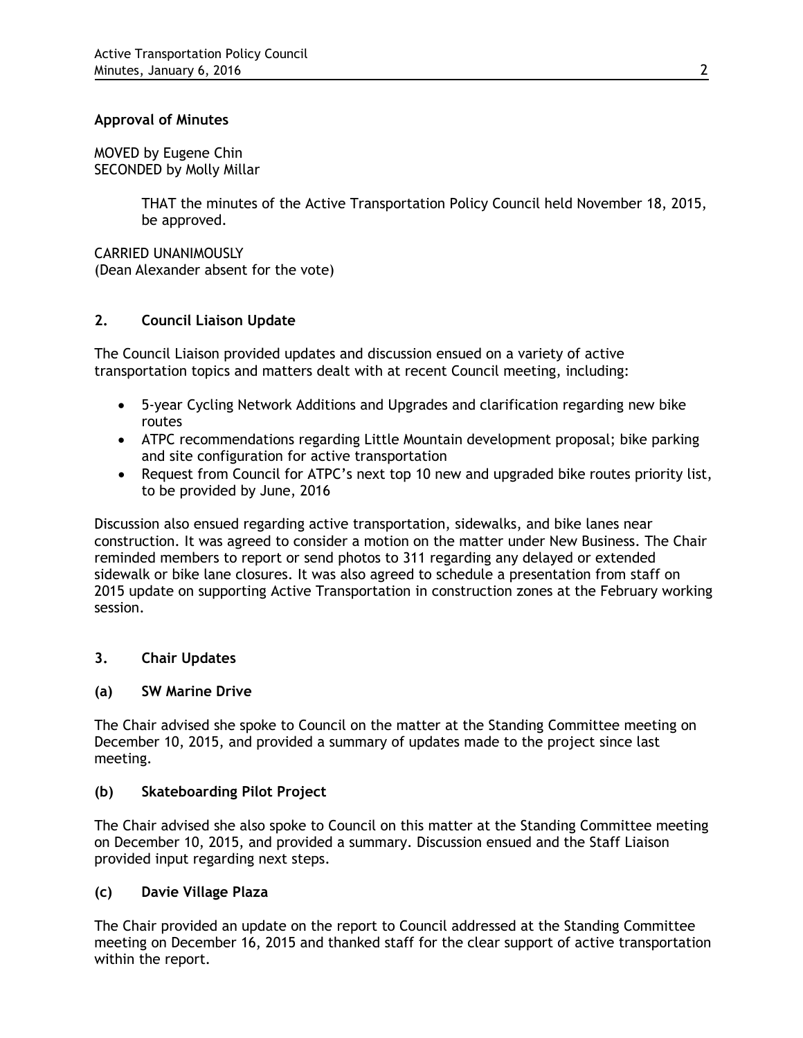**Approval of Minutes**

MOVED by Eugene Chin
SECONDED by Molly Millar

> THAT the minutes of the Active Transportation Policy Council held November 18, 2015, be approved.

CARRIED UNANIMOUSLY
(Dean Alexander absent for the vote)

## 2. Council Liaison Update

The Council Liaison provided updates and discussion ensued on a variety of active transportation topics and matters dealt with at recent Council meeting, including:

- 5-year Cycling Network Additions and Upgrades and clarification regarding new bike routes
- ATPC recommendations regarding Little Mountain development proposal; bike parking and site configuration for active transportation
- Request from Council for ATPC's next top 10 new and upgraded bike routes priority list, to be provided by June, 2016

Discussion also ensued regarding active transportation, sidewalks, and bike lanes near construction. It was agreed to consider a motion on the matter under New Business. The Chair reminded members to report or send photos to 311 regarding any delayed or extended sidewalk or bike lane closures. It was also agreed to schedule a presentation from staff on 2015 update on supporting Active Transportation in construction zones at the February working session.

## 3. Chair Updates

### (a) SW Marine Drive

The Chair advised she spoke to Council on the matter at the Standing Committee meeting on December 10, 2015, and provided a summary of updates made to the project since last meeting.

### (b) Skateboarding Pilot Project

The Chair advised she also spoke to Council on this matter at the Standing Committee meeting on December 10, 2015, and provided a summary. Discussion ensued and the Staff Liaison provided input regarding next steps.

### (c) Davie Village Plaza

The Chair provided an update on the report to Council addressed at the Standing Committee meeting on December 16, 2015 and thanked staff for the clear support of active transportation within the report.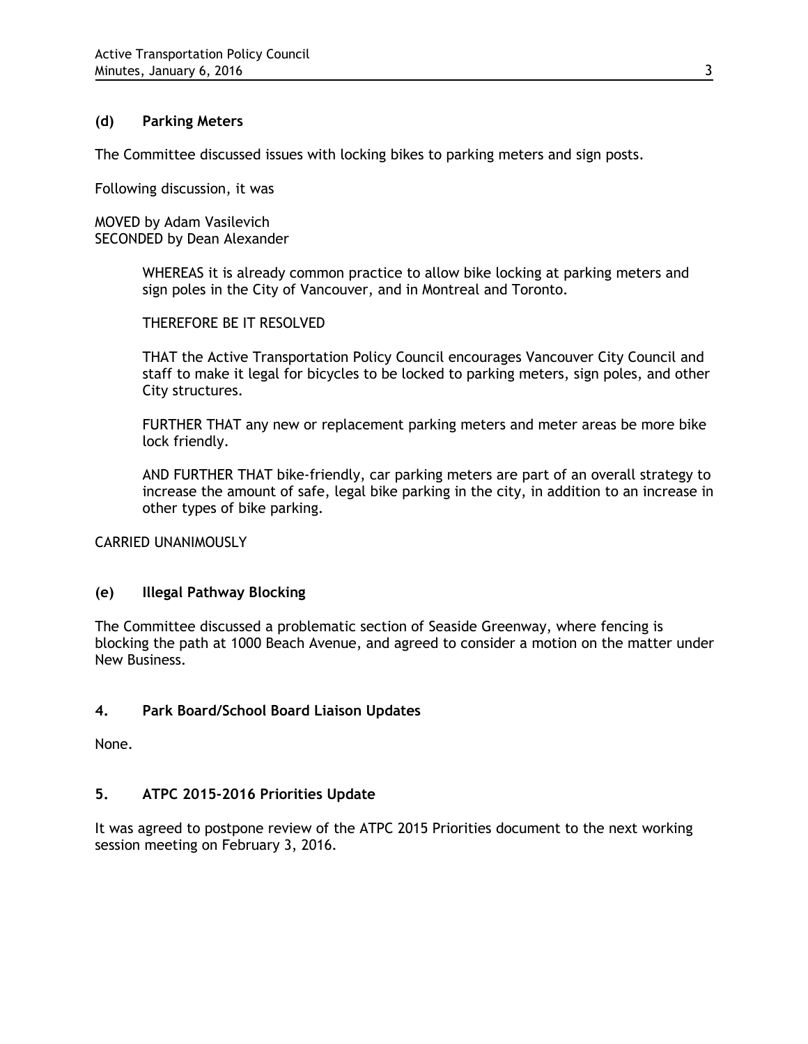### (d) Parking Meters

The Committee discussed issues with locking bikes to parking meters and sign posts.

Following discussion, it was

MOVED by Adam Vasilevich
SECONDED by Dean Alexander

> WHEREAS it is already common practice to allow bike locking at parking meters and sign poles in the City of Vancouver, and in Montreal and Toronto.
>
> THEREFORE BE IT RESOLVED
>
> THAT the Active Transportation Policy Council encourages Vancouver City Council and staff to make it legal for bicycles to be locked to parking meters, sign poles, and other City structures.
>
> FURTHER THAT any new or replacement parking meters and meter areas be more bike lock friendly.
>
> AND FURTHER THAT bike-friendly, car parking meters are part of an overall strategy to increase the amount of safe, legal bike parking in the city, in addition to an increase in other types of bike parking.

CARRIED UNANIMOUSLY

### (e) Illegal Pathway Blocking

The Committee discussed a problematic section of Seaside Greenway, where fencing is blocking the path at 1000 Beach Avenue, and agreed to consider a motion on the matter under New Business.

## 4. Park Board/School Board Liaison Updates

None.

## 5. ATPC 2015-2016 Priorities Update

It was agreed to postpone review of the ATPC 2015 Priorities document to the next working session meeting on February 3, 2016.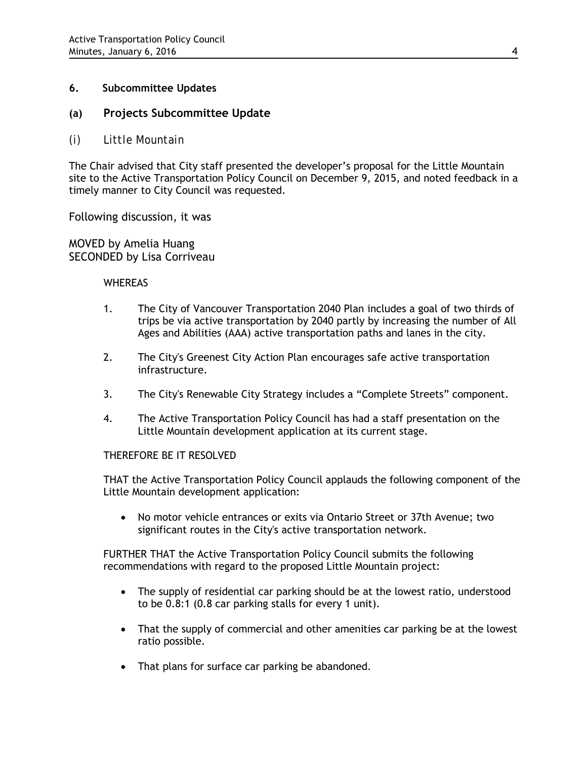## 6. Subcommittee Updates

### (a) Projects Subcommittee Update

#### *(i) Little Mountain*

The Chair advised that City staff presented the developer's proposal for the Little Mountain site to the Active Transportation Policy Council on December 9, 2015, and noted feedback in a timely manner to City Council was requested.

Following discussion, it was

MOVED by Amelia Huang
SECONDED by Lisa Corriveau

WHEREAS

1. The City of Vancouver Transportation 2040 Plan includes a goal of two thirds of trips be via active transportation by 2040 partly by increasing the number of All Ages and Abilities (AAA) active transportation paths and lanes in the city.
2. The City's Greenest City Action Plan encourages safe active transportation infrastructure.
3. The City's Renewable City Strategy includes a "Complete Streets" component.
4. The Active Transportation Policy Council has had a staff presentation on the Little Mountain development application at its current stage.

THEREFORE BE IT RESOLVED

THAT the Active Transportation Policy Council applauds the following component of the Little Mountain development application:

- No motor vehicle entrances or exits via Ontario Street or 37th Avenue; two significant routes in the City's active transportation network.

FURTHER THAT the Active Transportation Policy Council submits the following recommendations with regard to the proposed Little Mountain project:

- The supply of residential car parking should be at the lowest ratio, understood to be 0.8:1 (0.8 car parking stalls for every 1 unit).
- That the supply of commercial and other amenities car parking be at the lowest ratio possible.
- That plans for surface car parking be abandoned.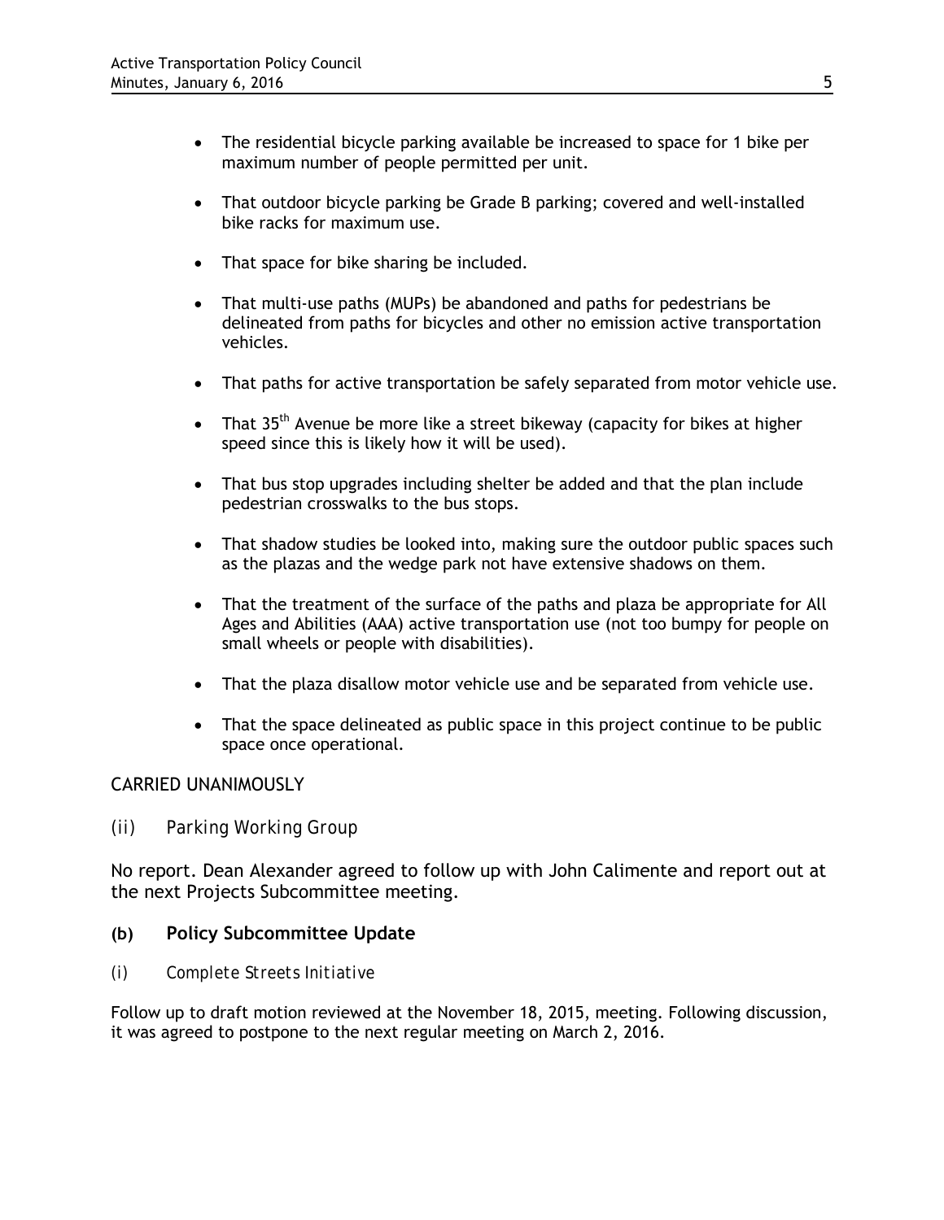- The residential bicycle parking available be increased to space for 1 bike per maximum number of people permitted per unit.

- That outdoor bicycle parking be Grade B parking; covered and well-installed bike racks for maximum use.

- That space for bike sharing be included.

- That multi-use paths (MUPs) be abandoned and paths for pedestrians be delineated from paths for bicycles and other no emission active transportation vehicles.

- That paths for active transportation be safely separated from motor vehicle use.

- That 35th Avenue be more like a street bikeway (capacity for bikes at higher speed since this is likely how it will be used).

- That bus stop upgrades including shelter be added and that the plan include pedestrian crosswalks to the bus stops.

- That shadow studies be looked into, making sure the outdoor public spaces such as the plazas and the wedge park not have extensive shadows on them.

- That the treatment of the surface of the paths and plaza be appropriate for All Ages and Abilities (AAA) active transportation use (not too bumpy for people on small wheels or people with disabilities).

- That the plaza disallow motor vehicle use and be separated from vehicle use.

- That the space delineated as public space in this project continue to be public space once operational.

CARRIED UNANIMOUSLY

*(ii) Parking Working Group*

No report. Dean Alexander agreed to follow up with John Calimente and report out at the next Projects Subcommittee meeting.

### (b) Policy Subcommittee Update

*(i) Complete Streets Initiative*

Follow up to draft motion reviewed at the November 18, 2015, meeting. Following discussion, it was agreed to postpone to the next regular meeting on March 2, 2016.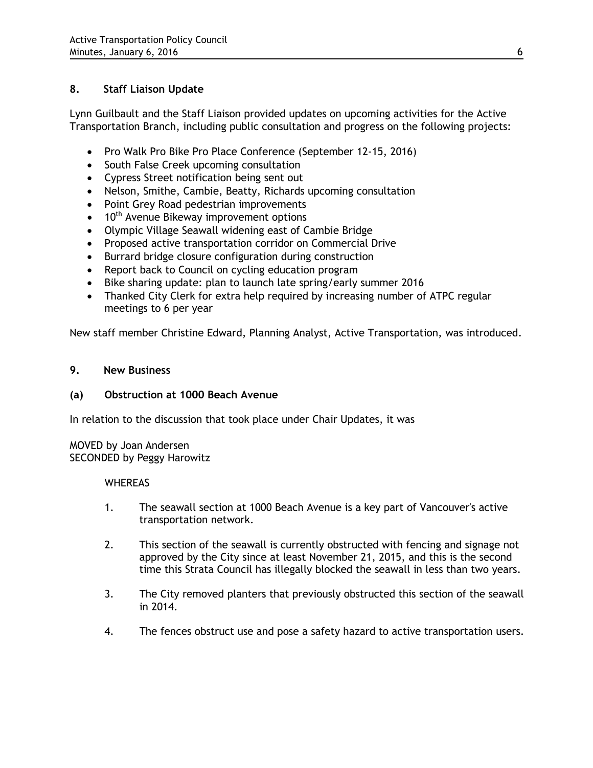## 8. Staff Liaison Update

Lynn Guilbault and the Staff Liaison provided updates on upcoming activities for the Active Transportation Branch, including public consultation and progress on the following projects:

- Pro Walk Pro Bike Pro Place Conference (September 12-15, 2016)
- South False Creek upcoming consultation
- Cypress Street notification being sent out
- Nelson, Smithe, Cambie, Beatty, Richards upcoming consultation
- Point Grey Road pedestrian improvements
- 10th Avenue Bikeway improvement options
- Olympic Village Seawall widening east of Cambie Bridge
- Proposed active transportation corridor on Commercial Drive
- Burrard bridge closure configuration during construction
- Report back to Council on cycling education program
- Bike sharing update: plan to launch late spring/early summer 2016
- Thanked City Clerk for extra help required by increasing number of ATPC regular meetings to 6 per year

New staff member Christine Edward, Planning Analyst, Active Transportation, was introduced.

## 9. New Business

### (a) Obstruction at 1000 Beach Avenue

In relation to the discussion that took place under Chair Updates, it was

MOVED by Joan Andersen
SECONDED by Peggy Harowitz

WHEREAS

1. The seawall section at 1000 Beach Avenue is a key part of Vancouver's active transportation network.

2. This section of the seawall is currently obstructed with fencing and signage not approved by the City since at least November 21, 2015, and this is the second time this Strata Council has illegally blocked the seawall in less than two years.

3. The City removed planters that previously obstructed this section of the seawall in 2014.

4. The fences obstruct use and pose a safety hazard to active transportation users.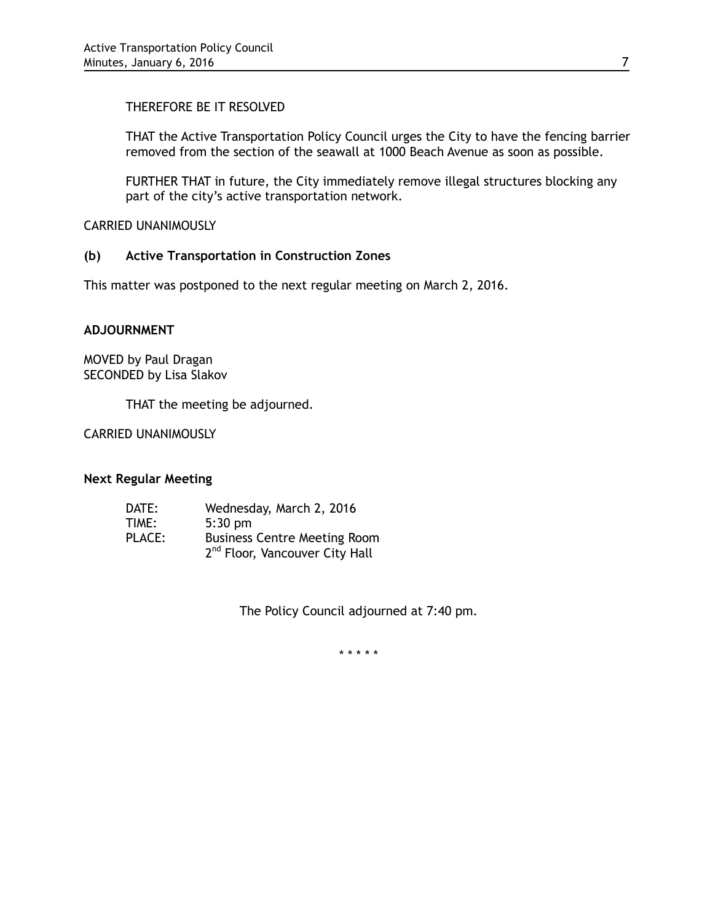THEREFORE BE IT RESOLVED

THAT the Active Transportation Policy Council urges the City to have the fencing barrier removed from the section of the seawall at 1000 Beach Avenue as soon as possible.

FURTHER THAT in future, the City immediately remove illegal structures blocking any part of the city's active transportation network.

CARRIED UNANIMOUSLY

**(b) Active Transportation in Construction Zones**

This matter was postponed to the next regular meeting on March 2, 2016.

**ADJOURNMENT**

MOVED by Paul Dragan
SECONDED by Lisa Slakov

THAT the meeting be adjourned.

CARRIED UNANIMOUSLY

**Next Regular Meeting**

| | |
|---|---|
| DATE: | Wednesday, March 2, 2016 |
| TIME: | 5:30 pm |
| PLACE: | Business Centre Meeting Room<br>2nd Floor, Vancouver City Hall |

The Policy Council adjourned at 7:40 pm.

* * * * *